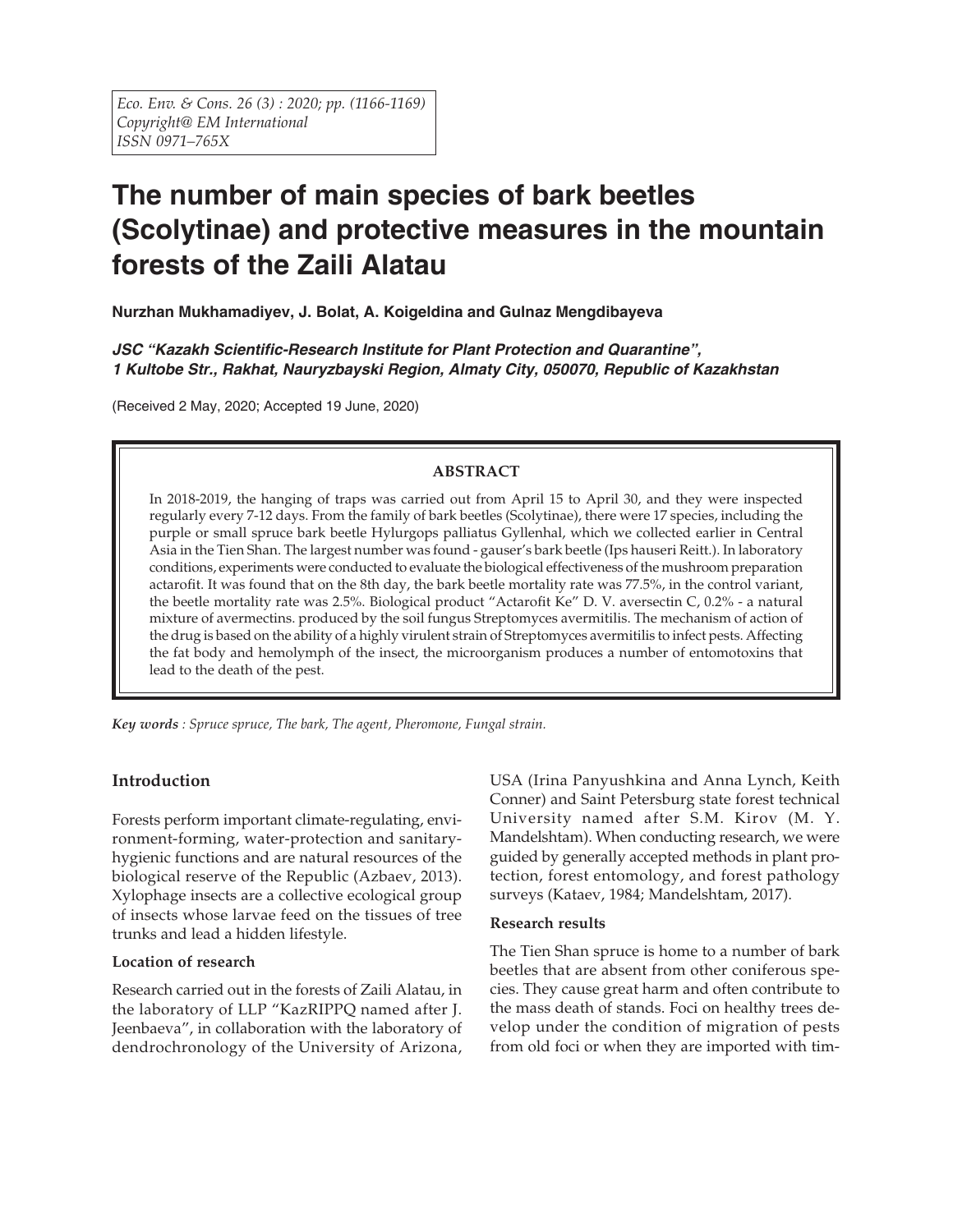# The number of main species of bark beetles (Scolytinae) and protective measures in the mountain forests of the Zaili Alatau

**Nurzhan Mukhamadiyev, J. Bolat, A. Koigeldina and Gulnaz Mengdibayeva**

***JSC "Kazakh Scientific-Research Institute for Plant Protection and Quarantine", 1 Kultobe Str., Rakhat, Nauryzbayski Region, Almaty City, 050070, Republic of Kazakhstan***

(Received 2 May, 2020; Accepted 19 June, 2020)

## ABSTRACT

In 2018-2019, the hanging of traps was carried out from April 15 to April 30, and they were inspected regularly every 7-12 days. From the family of bark beetles (Scolytinae), there were 17 species, including the purple or small spruce bark beetle Hylurgops palliatus Gyllenhal, which we collected earlier in Central Asia in the Tien Shan. The largest number was found - gauser's bark beetle (Ips hauseri Reitt.). In laboratory conditions, experiments were conducted to evaluate the biological effectiveness of the mushroom preparation actarofit. It was found that on the 8th day, the bark beetle mortality rate was 77.5%, in the control variant, the beetle mortality rate was 2.5%. Biological product "Actarofit Ke" D. V. aversectin C, 0.2% - a natural mixture of avermectins. produced by the soil fungus Streptomyces avermitilis. The mechanism of action of the drug is based on the ability of a highly virulent strain of Streptomyces avermitilis to infect pests. Affecting the fat body and hemolymph of the insect, the microorganism produces a number of entomotoxins that lead to the death of the pest.

***Key words** : Spruce spruce, The bark, The agent, Pheromone, Fungal strain.*

## Introduction

Forests perform important climate-regulating, environment-forming, water-protection and sanitary-hygienic functions and are natural resources of the biological reserve of the Republic (Azbaev, 2013). Xylophage insects are a collective ecological group of insects whose larvae feed on the tissues of tree trunks and lead a hidden lifestyle.

### Location of research

Research carried out in the forests of Zaili Alatau, in the laboratory of LLP "KazRIPPQ named after J. Jeenbaeva", in collaboration with the laboratory of dendrochronology of the University of Arizona, USA (Irina Panyushkina and Anna Lynch, Keith Conner) and Saint Petersburg state forest technical University named after S.M. Kirov (M. Y. Mandelshtam). When conducting research, we were guided by generally accepted methods in plant protection, forest entomology, and forest pathology surveys (Kataev, 1984; Mandelshtam, 2017).

### Research results

The Tien Shan spruce is home to a number of bark beetles that are absent from other coniferous species. They cause great harm and often contribute to the mass death of stands. Foci on healthy trees develop under the condition of migration of pests from old foci or when they are imported with tim-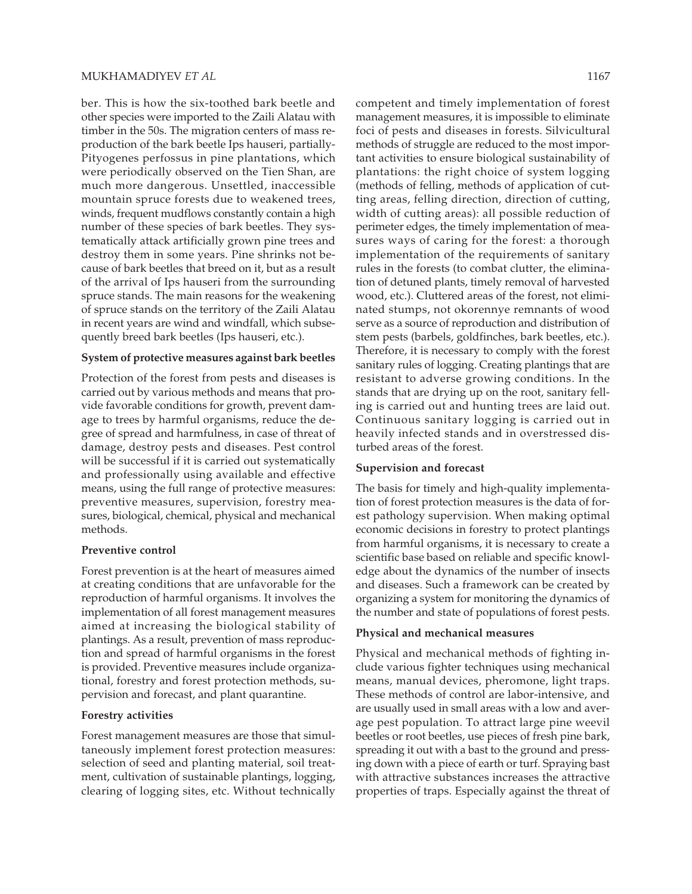ber. This is how the six-toothed bark beetle and other species were imported to the Zaili Alatau with timber in the 50s. The migration centers of mass reproduction of the bark beetle Ips hauseri, partially-Pityogenes perfossus in pine plantations, which were periodically observed on the Tien Shan, are much more dangerous. Unsettled, inaccessible mountain spruce forests due to weakened trees, winds, frequent mudflows constantly contain a high number of these species of bark beetles. They systematically attack artificially grown pine trees and destroy them in some years. Pine shrinks not because of bark beetles that breed on it, but as a result of the arrival of Ips hauseri from the surrounding spruce stands. The main reasons for the weakening of spruce stands on the territory of the Zaili Alatau in recent years are wind and windfall, which subsequently breed bark beetles (Ips hauseri, etc.).

**System of protective measures against bark beetles**

Protection of the forest from pests and diseases is carried out by various methods and means that provide favorable conditions for growth, prevent damage to trees by harmful organisms, reduce the degree of spread and harmfulness, in case of threat of damage, destroy pests and diseases. Pest control will be successful if it is carried out systematically and professionally using available and effective means, using the full range of protective measures: preventive measures, supervision, forestry measures, biological, chemical, physical and mechanical methods.

**Preventive control**

Forest prevention is at the heart of measures aimed at creating conditions that are unfavorable for the reproduction of harmful organisms. It involves the implementation of all forest management measures aimed at increasing the biological stability of plantings. As a result, prevention of mass reproduction and spread of harmful organisms in the forest is provided. Preventive measures include organizational, forestry and forest protection methods, supervision and forecast, and plant quarantine.

**Forestry activities**

Forest management measures are those that simultaneously implement forest protection measures: selection of seed and planting material, soil treatment, cultivation of sustainable plantings, logging, clearing of logging sites, etc. Without technically competent and timely implementation of forest management measures, it is impossible to eliminate foci of pests and diseases in forests. Silvicultural methods of struggle are reduced to the most important activities to ensure biological sustainability of plantations: the right choice of system logging (methods of felling, methods of application of cutting areas, felling direction, direction of cutting, width of cutting areas): all possible reduction of perimeter edges, the timely implementation of measures ways of caring for the forest: a thorough implementation of the requirements of sanitary rules in the forests (to combat clutter, the elimination of detuned plants, timely removal of harvested wood, etc.). Cluttered areas of the forest, not eliminated stumps, not okorennye remnants of wood serve as a source of reproduction and distribution of stem pests (barbels, goldfinches, bark beetles, etc.). Therefore, it is necessary to comply with the forest sanitary rules of logging. Creating plantings that are resistant to adverse growing conditions. In the stands that are drying up on the root, sanitary felling is carried out and hunting trees are laid out. Continuous sanitary logging is carried out in heavily infected stands and in overstressed disturbed areas of the forest.

**Supervision and forecast**

The basis for timely and high-quality implementation of forest protection measures is the data of forest pathology supervision. When making optimal economic decisions in forestry to protect plantings from harmful organisms, it is necessary to create a scientific base based on reliable and specific knowledge about the dynamics of the number of insects and diseases. Such a framework can be created by organizing a system for monitoring the dynamics of the number and state of populations of forest pests.

**Physical and mechanical measures**

Physical and mechanical methods of fighting include various fighter techniques using mechanical means, manual devices, pheromone, light traps. These methods of control are labor-intensive, and are usually used in small areas with a low and average pest population. To attract large pine weevil beetles or root beetles, use pieces of fresh pine bark, spreading it out with a bast to the ground and pressing down with a piece of earth or turf. Spraying bast with attractive substances increases the attractive properties of traps. Especially against the threat of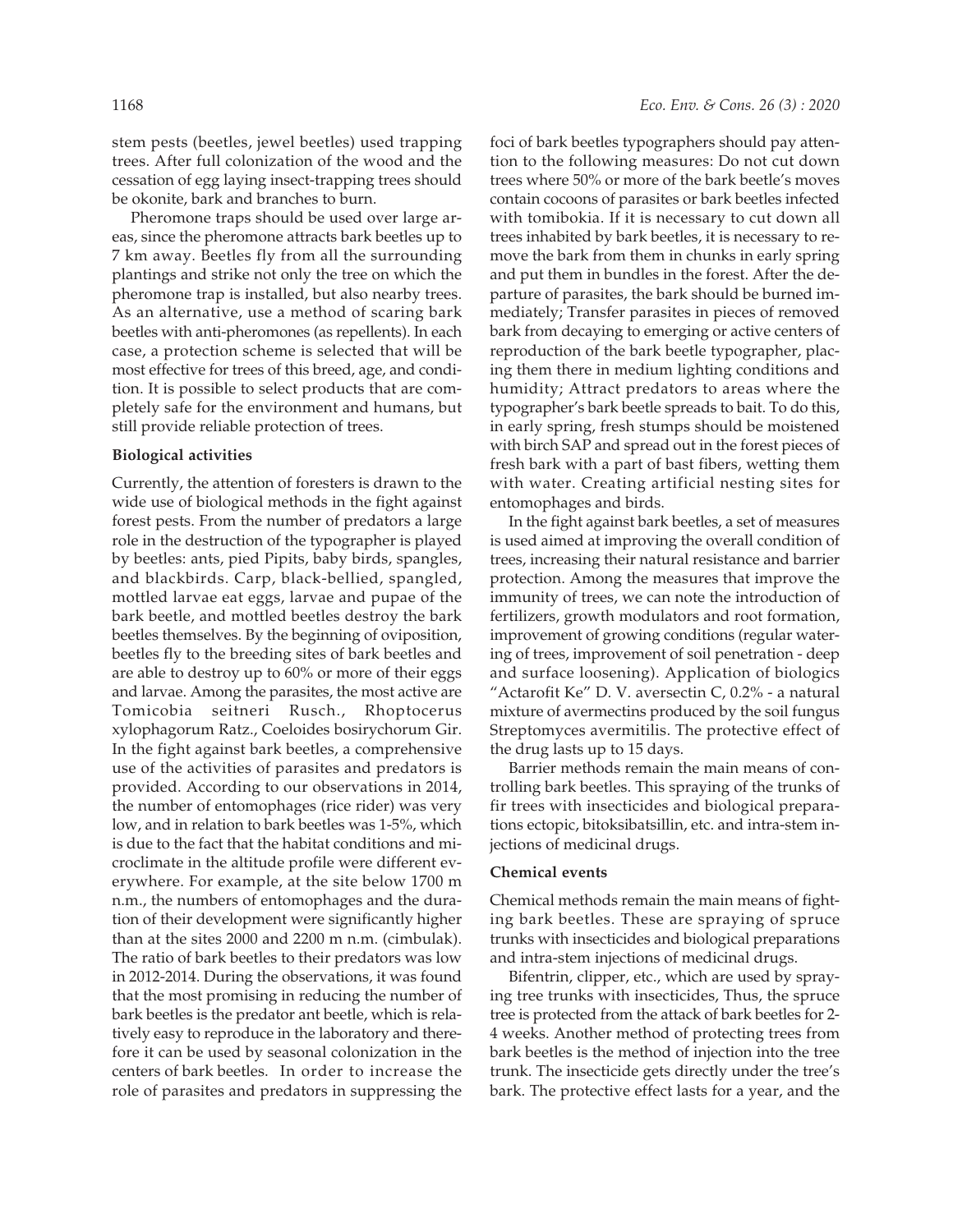stem pests (beetles, jewel beetles) used trapping trees. After full colonization of the wood and the cessation of egg laying insect-trapping trees should be okonite, bark and branches to burn.

Pheromone traps should be used over large areas, since the pheromone attracts bark beetles up to 7 km away. Beetles fly from all the surrounding plantings and strike not only the tree on which the pheromone trap is installed, but also nearby trees. As an alternative, use a method of scaring bark beetles with anti-pheromones (as repellents). In each case, a protection scheme is selected that will be most effective for trees of this breed, age, and condition. It is possible to select products that are completely safe for the environment and humans, but still provide reliable protection of trees.

**Biological activities**

Currently, the attention of foresters is drawn to the wide use of biological methods in the fight against forest pests. From the number of predators a large role in the destruction of the typographer is played by beetles: ants, pied Pipits, baby birds, spangles, and blackbirds. Carp, black-bellied, spangled, mottled larvae eat eggs, larvae and pupae of the bark beetle, and mottled beetles destroy the bark beetles themselves. By the beginning of oviposition, beetles fly to the breeding sites of bark beetles and are able to destroy up to 60% or more of their eggs and larvae. Among the parasites, the most active are Tomicobia seitneri Rusch., Rhoptocerus xylophagorum Ratz., Coeloides bosirychorum Gir. In the fight against bark beetles, a comprehensive use of the activities of parasites and predators is provided. According to our observations in 2014, the number of entomophages (rice rider) was very low, and in relation to bark beetles was 1-5%, which is due to the fact that the habitat conditions and microclimate in the altitude profile were different everywhere. For example, at the site below 1700 m n.m., the numbers of entomophages and the duration of their development were significantly higher than at the sites 2000 and 2200 m n.m. (cimbulak). The ratio of bark beetles to their predators was low in 2012-2014. During the observations, it was found that the most promising in reducing the number of bark beetles is the predator ant beetle, which is relatively easy to reproduce in the laboratory and therefore it can be used by seasonal colonization in the centers of bark beetles. In order to increase the role of parasites and predators in suppressing the foci of bark beetles typographers should pay attention to the following measures: Do not cut down trees where 50% or more of the bark beetle's moves contain cocoons of parasites or bark beetles infected with tomibokia. If it is necessary to cut down all trees inhabited by bark beetles, it is necessary to remove the bark from them in chunks in early spring and put them in bundles in the forest. After the departure of parasites, the bark should be burned immediately; Transfer parasites in pieces of removed bark from decaying to emerging or active centers of reproduction of the bark beetle typographer, placing them there in medium lighting conditions and humidity; Attract predators to areas where the typographer's bark beetle spreads to bait. To do this, in early spring, fresh stumps should be moistened with birch SAP and spread out in the forest pieces of fresh bark with a part of bast fibers, wetting them with water. Creating artificial nesting sites for entomophages and birds.

In the fight against bark beetles, a set of measures is used aimed at improving the overall condition of trees, increasing their natural resistance and barrier protection. Among the measures that improve the immunity of trees, we can note the introduction of fertilizers, growth modulators and root formation, improvement of growing conditions (regular watering of trees, improvement of soil penetration - deep and surface loosening). Application of biologics "Actarofit Ke" D. V. aversectin C, 0.2% - a natural mixture of avermectins produced by the soil fungus Streptomyces avermitilis. The protective effect of the drug lasts up to 15 days.

Barrier methods remain the main means of controlling bark beetles. This spraying of the trunks of fir trees with insecticides and biological preparations ectopic, bitoksibatsillin, etc. and intra-stem injections of medicinal drugs.

**Chemical events**

Chemical methods remain the main means of fighting bark beetles. These are spraying of spruce trunks with insecticides and biological preparations and intra-stem injections of medicinal drugs.

Bifentrin, clipper, etc., which are used by spraying tree trunks with insecticides, Thus, the spruce tree is protected from the attack of bark beetles for 2-4 weeks. Another method of protecting trees from bark beetles is the method of injection into the tree trunk. The insecticide gets directly under the tree's bark. The protective effect lasts for a year, and the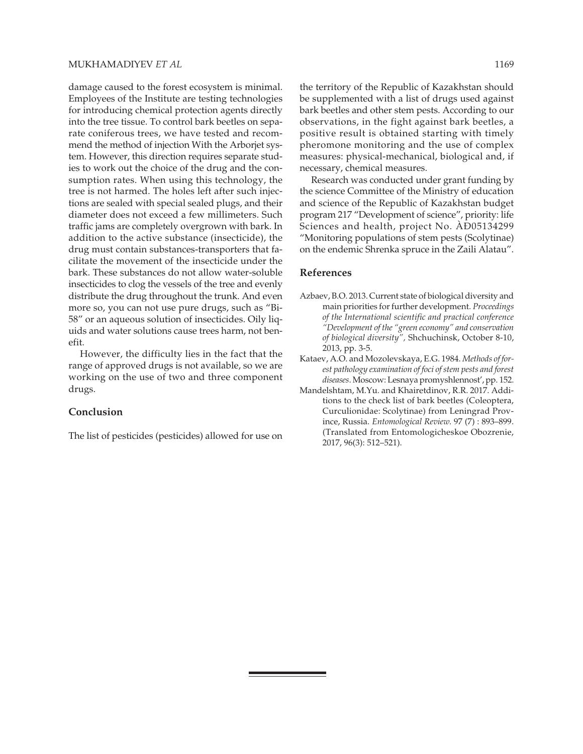damage caused to the forest ecosystem is minimal. Employees of the Institute are testing technologies for introducing chemical protection agents directly into the tree tissue. To control bark beetles on separate coniferous trees, we have tested and recommend the method of injection With the Arborjet system. However, this direction requires separate studies to work out the choice of the drug and the consumption rates. When using this technology, the tree is not harmed. The holes left after such injections are sealed with special sealed plugs, and their diameter does not exceed a few millimeters. Such traffic jams are completely overgrown with bark. In addition to the active substance (insecticide), the drug must contain substances-transporters that facilitate the movement of the insecticide under the bark. These substances do not allow water-soluble insecticides to clog the vessels of the tree and evenly distribute the drug throughout the trunk. And even more so, you can not use pure drugs, such as "Bi-58" or an aqueous solution of insecticides. Oily liquids and water solutions cause trees harm, not benefit.

However, the difficulty lies in the fact that the range of approved drugs is not available, so we are working on the use of two and three component drugs.

## Conclusion

The list of pesticides (pesticides) allowed for use on the territory of the Republic of Kazakhstan should be supplemented with a list of drugs used against bark beetles and other stem pests. According to our observations, in the fight against bark beetles, a positive result is obtained starting with timely pheromone monitoring and the use of complex measures: physical-mechanical, biological and, if necessary, chemical measures.

Research was conducted under grant funding by the science Committee of the Ministry of education and science of the Republic of Kazakhstan budget program 217 "Development of science", priority: life Sciences and health, project No. ÀĐ05134299 "Monitoring populations of stem pests (Scolytinae) on the endemic Shrenka spruce in the Zaili Alatau".

## References

Azbaev, B.O. 2013. Current state of biological diversity and main priorities for further development. *Proceedings of the International scientific and practical conference "Development of the "green economy" and conservation of biological diversity",* Shchuchinsk, October 8-10, 2013, pp. 3-5.

Kataev, A.O. and Mozolevskaya, E.G. 1984. *Methods of forest pathology examination of foci of stem pests and forest diseases*. Moscow: Lesnaya promyshlennost', pp. 152.

Mandelshtam, M.Yu. and Khairetdinov, R.R. 2017. Additions to the check list of bark beetles (Coleoptera, Curculionidae: Scolytinae) from Leningrad Province, Russia. *Entomological Review.* 97 (7) : 893–899. (Translated from Entomologicheskoe Obozrenie, 2017, 96(3): 512–521).